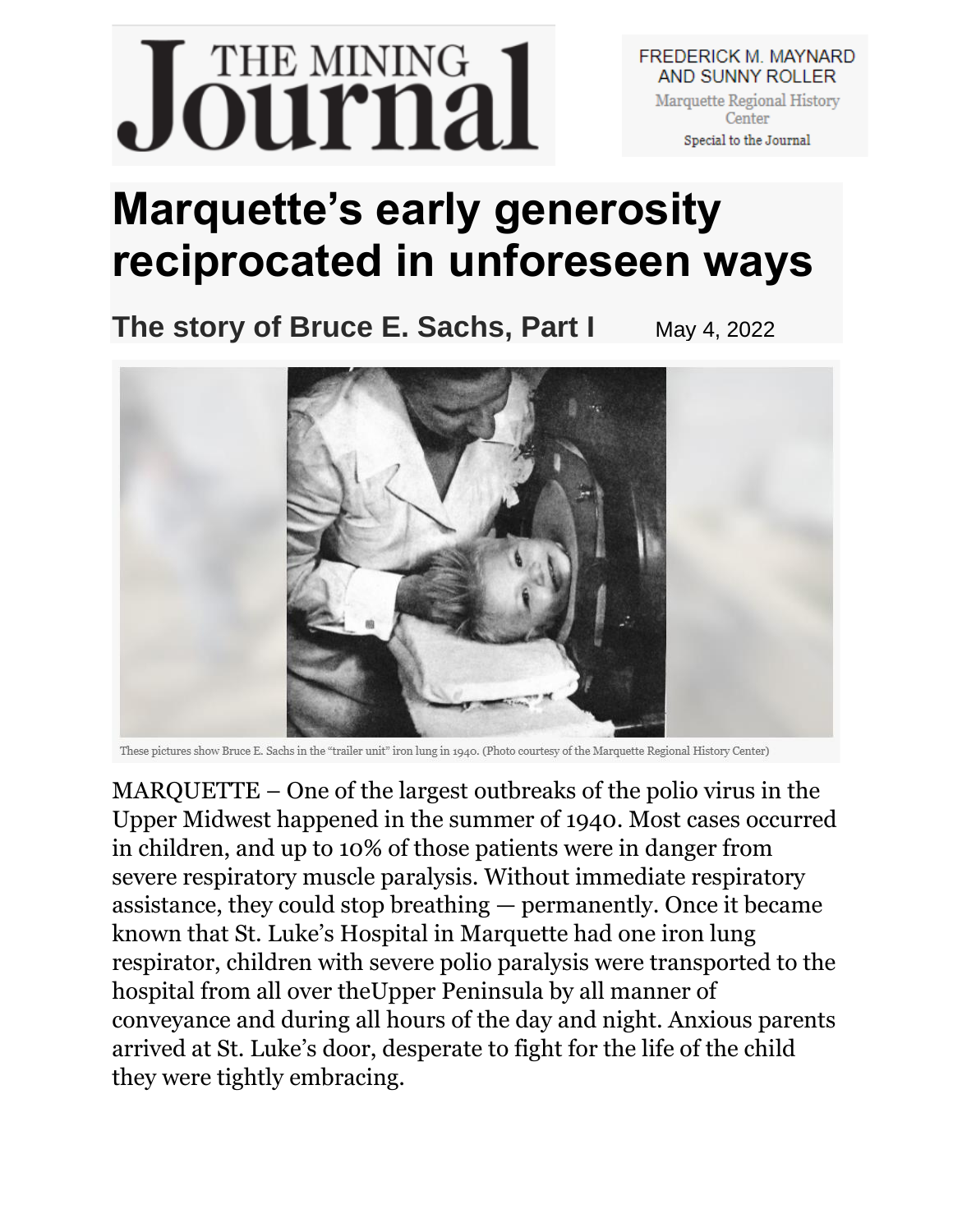THE MINING Journal

FREDERICK M. MAYNARD AND SUNNY ROLLER
Marquette Regional History Center
Special to the Journal

# Marquette's early generosity reciprocated in unforeseen ways

## The story of Bruce E. Sachs, Part I

May 4, 2022

These pictures show Bruce E. Sachs in the "trailer unit" iron lung in 1940. (Photo courtesy of the Marquette Regional History Center)

MARQUETTE – One of the largest outbreaks of the polio virus in the Upper Midwest happened in the summer of 1940. Most cases occurred in children, and up to 10% of those patients were in danger from severe respiratory muscle paralysis. Without immediate respiratory assistance, they could stop breathing — permanently. Once it became known that St. Luke's Hospital in Marquette had one iron lung respirator, children with severe polio paralysis were transported to the hospital from all over theUpper Peninsula by all manner of conveyance and during all hours of the day and night. Anxious parents arrived at St. Luke's door, desperate to fight for the life of the child they were tightly embracing.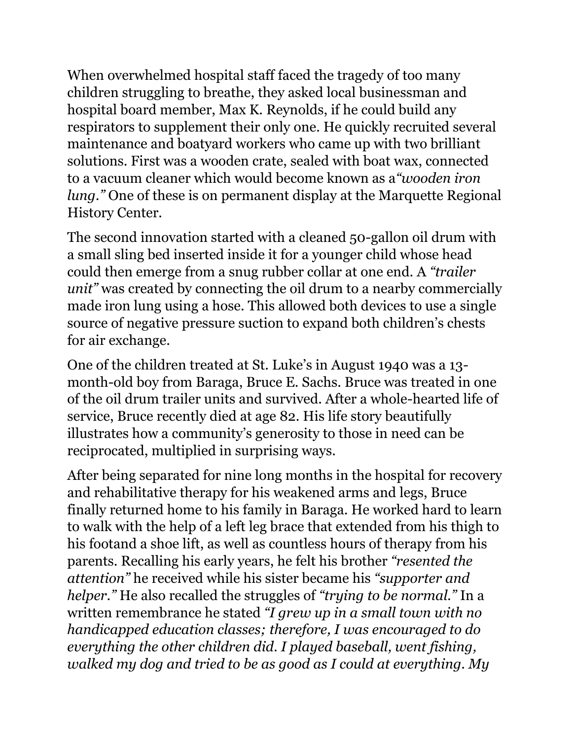When overwhelmed hospital staff faced the tragedy of too many children struggling to breathe, they asked local businessman and hospital board member, Max K. Reynolds, if he could build any respirators to supplement their only one. He quickly recruited several maintenance and boatyard workers who came up with two brilliant solutions. First was a wooden crate, sealed with boat wax, connected to a vacuum cleaner which would become known as a*"wooden iron lung."* One of these is on permanent display at the Marquette Regional History Center.

The second innovation started with a cleaned 50-gallon oil drum with a small sling bed inserted inside it for a younger child whose head could then emerge from a snug rubber collar at one end. A *"trailer unit"* was created by connecting the oil drum to a nearby commercially made iron lung using a hose. This allowed both devices to use a single source of negative pressure suction to expand both children's chests for air exchange.

One of the children treated at St. Luke's in August 1940 was a 13-month-old boy from Baraga, Bruce E. Sachs. Bruce was treated in one of the oil drum trailer units and survived. After a whole-hearted life of service, Bruce recently died at age 82. His life story beautifully illustrates how a community's generosity to those in need can be reciprocated, multiplied in surprising ways.

After being separated for nine long months in the hospital for recovery and rehabilitative therapy for his weakened arms and legs, Bruce finally returned home to his family in Baraga. He worked hard to learn to walk with the help of a left leg brace that extended from his thigh to his footand a shoe lift, as well as countless hours of therapy from his parents. Recalling his early years, he felt his brother *"resented the attention"* he received while his sister became his *"supporter and helper."* He also recalled the struggles of *"trying to be normal."* In a written remembrance he stated *"I grew up in a small town with no handicapped education classes; therefore, I was encouraged to do everything the other children did. I played baseball, went fishing, walked my dog and tried to be as good as I could at everything. My*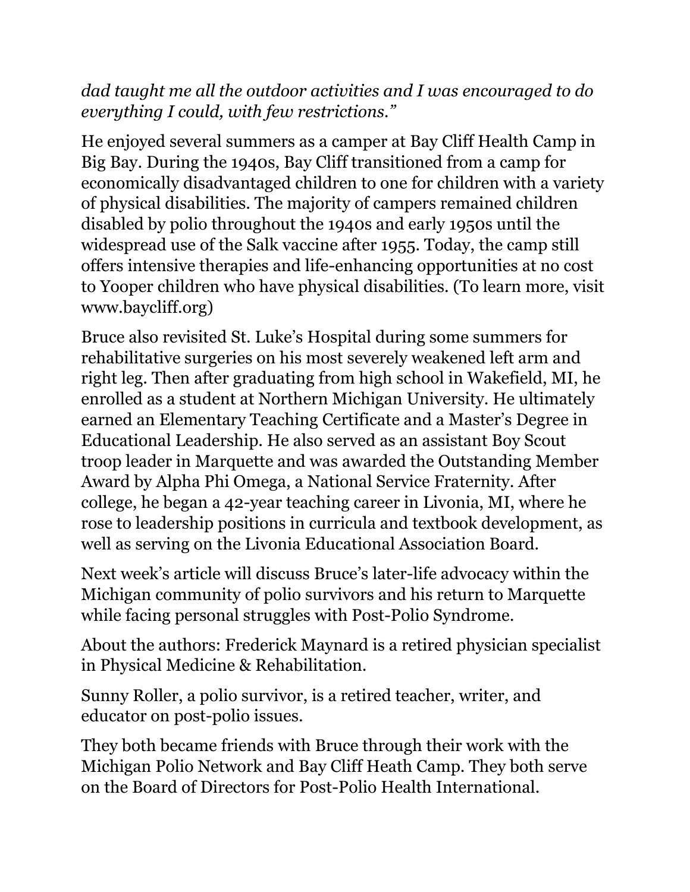*dad taught me all the outdoor activities and I was encouraged to do everything I could, with few restrictions."*

He enjoyed several summers as a camper at Bay Cliff Health Camp in Big Bay. During the 1940s, Bay Cliff transitioned from a camp for economically disadvantaged children to one for children with a variety of physical disabilities. The majority of campers remained children disabled by polio throughout the 1940s and early 1950s until the widespread use of the Salk vaccine after 1955. Today, the camp still offers intensive therapies and life-enhancing opportunities at no cost to Yooper children who have physical disabilities. (To learn more, visit www.baycliff.org)

Bruce also revisited St. Luke's Hospital during some summers for rehabilitative surgeries on his most severely weakened left arm and right leg. Then after graduating from high school in Wakefield, MI, he enrolled as a student at Northern Michigan University. He ultimately earned an Elementary Teaching Certificate and a Master's Degree in Educational Leadership. He also served as an assistant Boy Scout troop leader in Marquette and was awarded the Outstanding Member Award by Alpha Phi Omega, a National Service Fraternity. After college, he began a 42-year teaching career in Livonia, MI, where he rose to leadership positions in curricula and textbook development, as well as serving on the Livonia Educational Association Board.

Next week's article will discuss Bruce's later-life advocacy within the Michigan community of polio survivors and his return to Marquette while facing personal struggles with Post-Polio Syndrome.

About the authors: Frederick Maynard is a retired physician specialist in Physical Medicine & Rehabilitation.

Sunny Roller, a polio survivor, is a retired teacher, writer, and educator on post-polio issues.

They both became friends with Bruce through their work with the Michigan Polio Network and Bay Cliff Heath Camp. They both serve on the Board of Directors for Post-Polio Health International.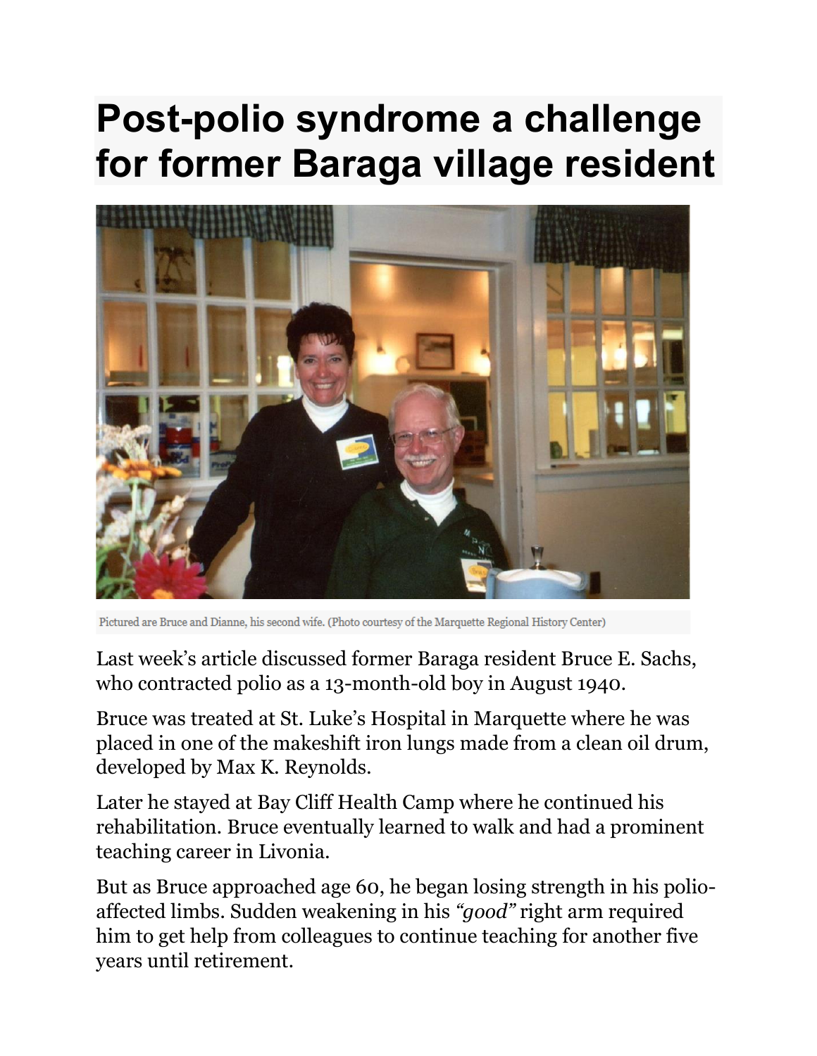# Post-polio syndrome a challenge for former Baraga village resident

Pictured are Bruce and Dianne, his second wife. (Photo courtesy of the Marquette Regional History Center)

Last week's article discussed former Baraga resident Bruce E. Sachs, who contracted polio as a 13-month-old boy in August 1940.

Bruce was treated at St. Luke's Hospital in Marquette where he was placed in one of the makeshift iron lungs made from a clean oil drum, developed by Max K. Reynolds.

Later he stayed at Bay Cliff Health Camp where he continued his rehabilitation. Bruce eventually learned to walk and had a prominent teaching career in Livonia.

But as Bruce approached age 60, he began losing strength in his polio-affected limbs. Sudden weakening in his *"good"* right arm required him to get help from colleagues to continue teaching for another five years until retirement.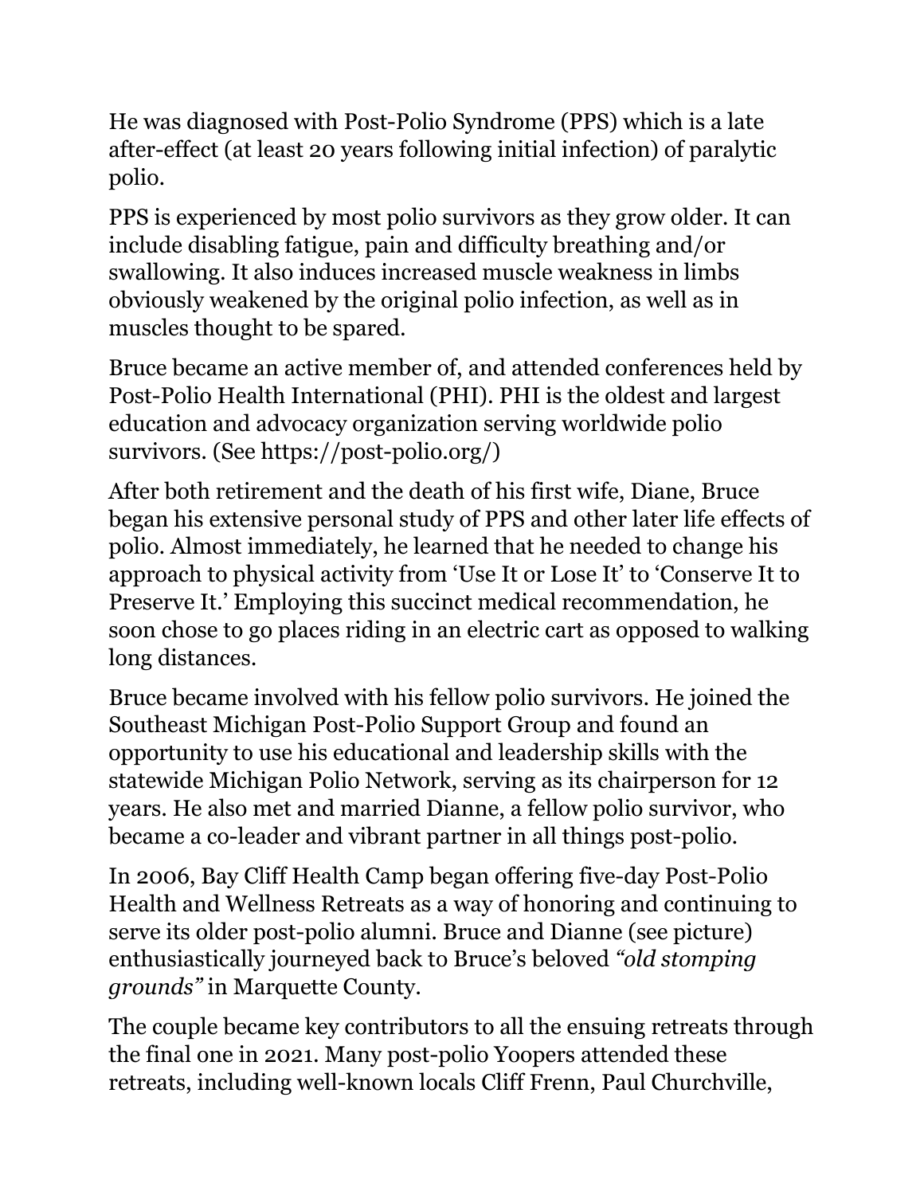He was diagnosed with Post-Polio Syndrome (PPS) which is a late after-effect (at least 20 years following initial infection) of paralytic polio.

PPS is experienced by most polio survivors as they grow older. It can include disabling fatigue, pain and difficulty breathing and/or swallowing. It also induces increased muscle weakness in limbs obviously weakened by the original polio infection, as well as in muscles thought to be spared.

Bruce became an active member of, and attended conferences held by Post-Polio Health International (PHI). PHI is the oldest and largest education and advocacy organization serving worldwide polio survivors. (See https://post-polio.org/)

After both retirement and the death of his first wife, Diane, Bruce began his extensive personal study of PPS and other later life effects of polio. Almost immediately, he learned that he needed to change his approach to physical activity from 'Use It or Lose It' to 'Conserve It to Preserve It.' Employing this succinct medical recommendation, he soon chose to go places riding in an electric cart as opposed to walking long distances.

Bruce became involved with his fellow polio survivors. He joined the Southeast Michigan Post-Polio Support Group and found an opportunity to use his educational and leadership skills with the statewide Michigan Polio Network, serving as its chairperson for 12 years. He also met and married Dianne, a fellow polio survivor, who became a co-leader and vibrant partner in all things post-polio.

In 2006, Bay Cliff Health Camp began offering five-day Post-Polio Health and Wellness Retreats as a way of honoring and continuing to serve its older post-polio alumni. Bruce and Dianne (see picture) enthusiastically journeyed back to Bruce's beloved *"old stomping grounds"* in Marquette County.

The couple became key contributors to all the ensuing retreats through the final one in 2021. Many post-polio Yoopers attended these retreats, including well-known locals Cliff Frenn, Paul Churchville,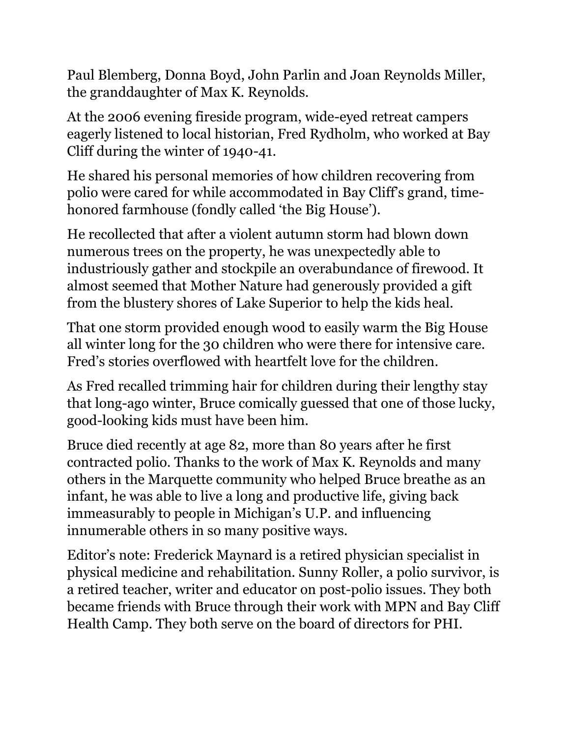Paul Blemberg, Donna Boyd, John Parlin and Joan Reynolds Miller, the granddaughter of Max K. Reynolds.

At the 2006 evening fireside program, wide-eyed retreat campers eagerly listened to local historian, Fred Rydholm, who worked at Bay Cliff during the winter of 1940-41.

He shared his personal memories of how children recovering from polio were cared for while accommodated in Bay Cliff's grand, time-honored farmhouse (fondly called 'the Big House').

He recollected that after a violent autumn storm had blown down numerous trees on the property, he was unexpectedly able to industriously gather and stockpile an overabundance of firewood. It almost seemed that Mother Nature had generously provided a gift from the blustery shores of Lake Superior to help the kids heal.

That one storm provided enough wood to easily warm the Big House all winter long for the 30 children who were there for intensive care. Fred's stories overflowed with heartfelt love for the children.

As Fred recalled trimming hair for children during their lengthy stay that long-ago winter, Bruce comically guessed that one of those lucky, good-looking kids must have been him.

Bruce died recently at age 82, more than 80 years after he first contracted polio. Thanks to the work of Max K. Reynolds and many others in the Marquette community who helped Bruce breathe as an infant, he was able to live a long and productive life, giving back immeasurably to people in Michigan's U.P. and influencing innumerable others in so many positive ways.

Editor's note: Frederick Maynard is a retired physician specialist in physical medicine and rehabilitation. Sunny Roller, a polio survivor, is a retired teacher, writer and educator on post-polio issues. They both became friends with Bruce through their work with MPN and Bay Cliff Health Camp. They both serve on the board of directors for PHI.